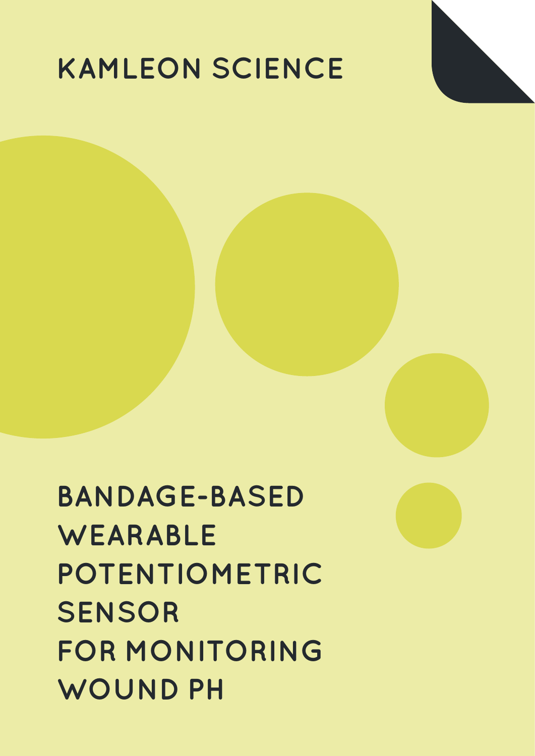KAMLEON SCIENCE

# BANDAGE-BASED WEARABLE POTENTIOMETRIC SENSOR FOR MONITORING WOUND PH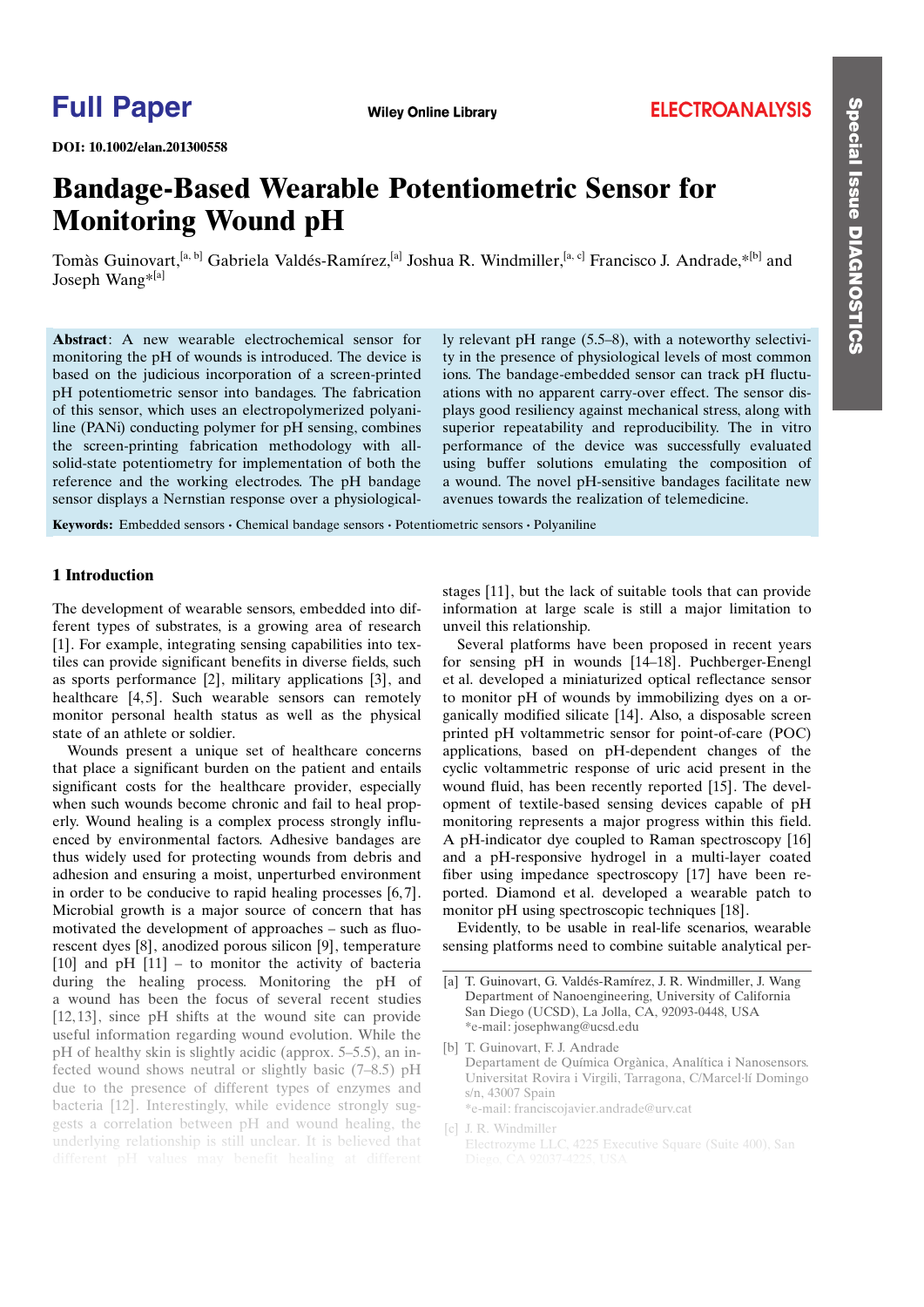DOI: 10.1002/elan.201300558

# Bandage-Based Wearable Potentiometric Sensor for Monitoring Wound pH

Tomàs Guinovart,[a, b] Gabriela Valdés-Ramírez,[a] Joshua R. Windmiller,[a, c] Francisco J. Andrade,*[b] and Joseph Wang*[a]

**Abstract**: A new wearable electrochemical sensor for monitoring the pH of wounds is introduced. The device is based on the judicious incorporation of a screen-printed pH potentiometric sensor into bandages. The fabrication of this sensor, which uses an electropolymerized polyaniline (PANi) conducting polymer for pH sensing, combines the screen-printing fabrication methodology with all-solid-state potentiometry for implementation of both the reference and the working electrodes. The pH bandage sensor displays a Nernstian response over a physiologically relevant pH range (5.5–8), with a noteworthy selectivity in the presence of physiological levels of most common ions. The bandage-embedded sensor can track pH fluctuations with no apparent carry-over effect. The sensor displays good resiliency against mechanical stress, along with superior repeatability and reproducibility. The in vitro performance of the device was successfully evaluated using buffer solutions emulating the composition of a wound. The novel pH-sensitive bandages facilitate new avenues towards the realization of telemedicine.

**Keywords:** Embedded sensors · Chemical bandage sensors · Potentiometric sensors · Polyaniline

## 1 Introduction

The development of wearable sensors, embedded into different types of substrates, is a growing area of research [1]. For example, integrating sensing capabilities into textiles can provide significant benefits in diverse fields, such as sports performance [2], military applications [3], and healthcare [4,5]. Such wearable sensors can remotely monitor personal health status as well as the physical state of an athlete or soldier.

Wounds present a unique set of healthcare concerns that place a significant burden on the patient and entails significant costs for the healthcare provider, especially when such wounds become chronic and fail to heal properly. Wound healing is a complex process strongly influenced by environmental factors. Adhesive bandages are thus widely used for protecting wounds from debris and adhesion and ensuring a moist, unperturbed environment in order to be conducive to rapid healing processes [6,7]. Microbial growth is a major source of concern that has motivated the development of approaches – such as fluorescent dyes [8], anodized porous silicon [9], temperature [10] and pH [11] – to monitor the activity of bacteria during the healing process. Monitoring the pH of a wound has been the focus of several recent studies [12,13], since pH shifts at the wound site can provide useful information regarding wound evolution. While the pH of healthy skin is slightly acidic (approx. 5–5.5), an infected wound shows neutral or slightly basic (7–8.5) pH due to the presence of different types of enzymes and bacteria [12]. Interestingly, while evidence strongly suggests a correlation between pH and wound healing, the underlying relationship is still unclear. It is believed that different pH values may benefit healing at different stages [11], but the lack of suitable tools that can provide information at large scale is still a major limitation to unveil this relationship.

Several platforms have been proposed in recent years for sensing pH in wounds [14–18]. Puchberger-Enengl et al. developed a miniaturized optical reflectance sensor to monitor pH of wounds by immobilizing dyes on a organically modified silicate [14]. Also, a disposable screen printed pH voltammetric sensor for point-of-care (POC) applications, based on pH-dependent changes of the cyclic voltammetric response of uric acid present in the wound fluid, has been recently reported [15]. The development of textile-based sensing devices capable of pH monitoring represents a major progress within this field. A pH-indicator dye coupled to Raman spectroscopy [16] and a pH-responsive hydrogel in a multi-layer coated fiber using impedance spectroscopy [17] have been reported. Diamond et al. developed a wearable patch to monitor pH using spectroscopic techniques [18].

Evidently, to be usable in real-life scenarios, wearable sensing platforms need to combine suitable analytical per-

[a] T. Guinovart, G. Valdés-Ramírez, J. R. Windmiller, J. Wang
Department of Nanoengineering, University of California San Diego (UCSD), La Jolla, CA, 92093-0448, USA
*e-mail: josephwang@ucsd.edu

[b] T. Guinovart, F. J. Andrade
Departament de Química Orgànica, Analítica i Nanosensors. Universitat Rovira i Virgili, Tarragona, C/Marcel·lí Domingo s/n, 43007 Spain
*e-mail: franciscojavier.andrade@urv.cat

[c] J. R. Windmiller
Electrozyme LLC, 4225 Executive Square (Suite 400), San Diego, CA 92037-4225, USA